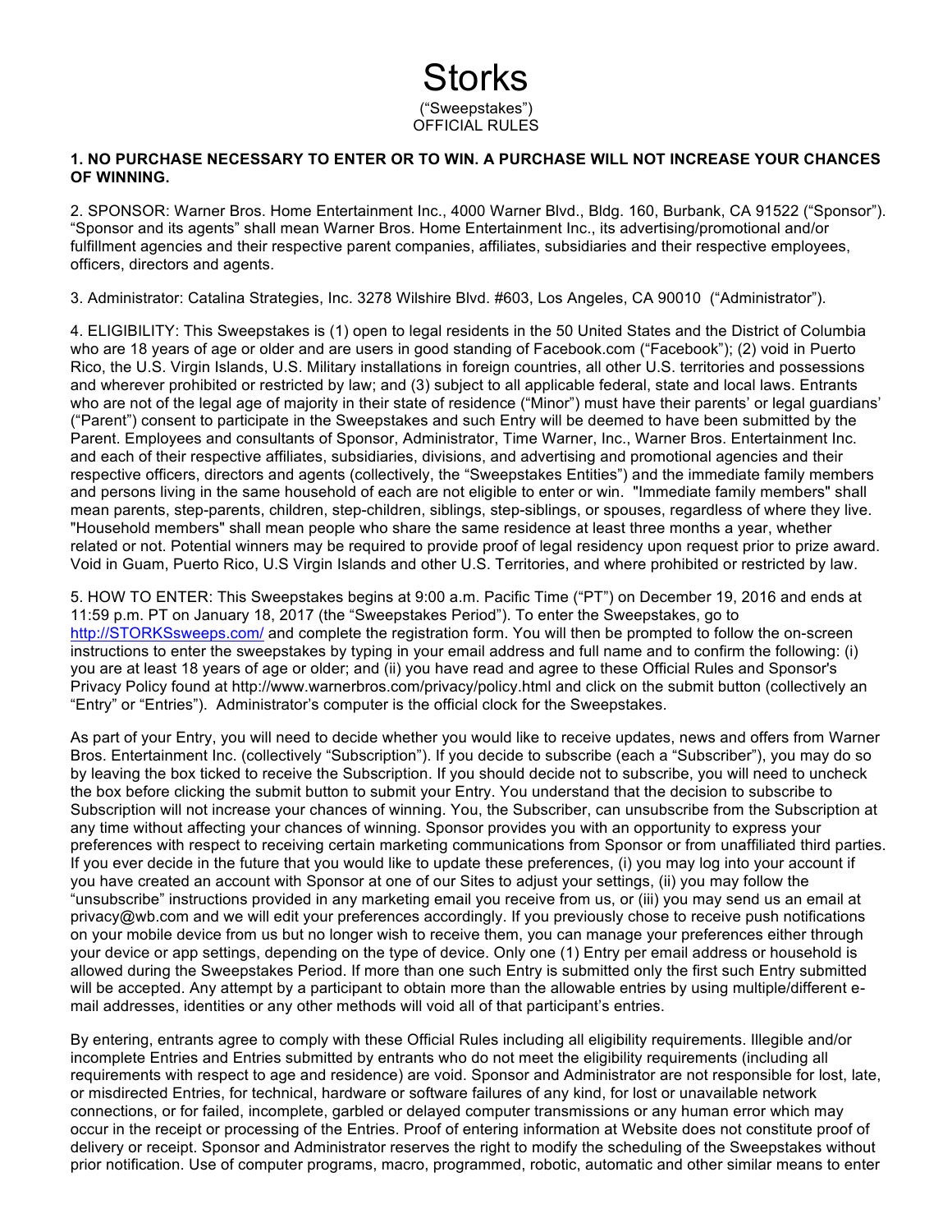# Storks

("Sweepstakes")
OFFICIAL RULES

**1. NO PURCHASE NECESSARY TO ENTER OR TO WIN. A PURCHASE WILL NOT INCREASE YOUR CHANCES OF WINNING.**

2. SPONSOR: Warner Bros. Home Entertainment Inc., 4000 Warner Blvd., Bldg. 160, Burbank, CA 91522 ("Sponsor"). "Sponsor and its agents" shall mean Warner Bros. Home Entertainment Inc., its advertising/promotional and/or fulfillment agencies and their respective parent companies, affiliates, subsidiaries and their respective employees, officers, directors and agents.

3. Administrator: Catalina Strategies, Inc. 3278 Wilshire Blvd. #603, Los Angeles, CA 90010 ("Administrator").

4. ELIGIBILITY: This Sweepstakes is (1) open to legal residents in the 50 United States and the District of Columbia who are 18 years of age or older and are users in good standing of Facebook.com ("Facebook"); (2) void in Puerto Rico, the U.S. Virgin Islands, U.S. Military installations in foreign countries, all other U.S. territories and possessions and wherever prohibited or restricted by law; and (3) subject to all applicable federal, state and local laws. Entrants who are not of the legal age of majority in their state of residence ("Minor") must have their parents' or legal guardians' ("Parent") consent to participate in the Sweepstakes and such Entry will be deemed to have been submitted by the Parent. Employees and consultants of Sponsor, Administrator, Time Warner, Inc., Warner Bros. Entertainment Inc. and each of their respective affiliates, subsidiaries, divisions, and advertising and promotional agencies and their respective officers, directors and agents (collectively, the "Sweepstakes Entities") and the immediate family members and persons living in the same household of each are not eligible to enter or win. "Immediate family members" shall mean parents, step-parents, children, step-children, siblings, step-siblings, or spouses, regardless of where they live. "Household members" shall mean people who share the same residence at least three months a year, whether related or not. Potential winners may be required to provide proof of legal residency upon request prior to prize award. Void in Guam, Puerto Rico, U.S Virgin Islands and other U.S. Territories, and where prohibited or restricted by law.

5. HOW TO ENTER: This Sweepstakes begins at 9:00 a.m. Pacific Time ("PT") on December 19, 2016 and ends at 11:59 p.m. PT on January 18, 2017 (the "Sweepstakes Period"). To enter the Sweepstakes, go to [http://STORKSsweeps.com/](http://STORKSsweeps.com/) and complete the registration form. You will then be prompted to follow the on-screen instructions to enter the sweepstakes by typing in your email address and full name and to confirm the following: (i) you are at least 18 years of age or older; and (ii) you have read and agree to these Official Rules and Sponsor's Privacy Policy found at http://www.warnerbros.com/privacy/policy.html and click on the submit button (collectively an "Entry" or "Entries"). Administrator's computer is the official clock for the Sweepstakes.

As part of your Entry, you will need to decide whether you would like to receive updates, news and offers from Warner Bros. Entertainment Inc. (collectively "Subscription"). If you decide to subscribe (each a "Subscriber"), you may do so by leaving the box ticked to receive the Subscription. If you should decide not to subscribe, you will need to uncheck the box before clicking the submit button to submit your Entry. You understand that the decision to subscribe to Subscription will not increase your chances of winning. You, the Subscriber, can unsubscribe from the Subscription at any time without affecting your chances of winning. Sponsor provides you with an opportunity to express your preferences with respect to receiving certain marketing communications from Sponsor or from unaffiliated third parties. If you ever decide in the future that you would like to update these preferences, (i) you may log into your account if you have created an account with Sponsor at one of our Sites to adjust your settings, (ii) you may follow the "unsubscribe" instructions provided in any marketing email you receive from us, or (iii) you may send us an email at privacy@wb.com and we will edit your preferences accordingly. If you previously chose to receive push notifications on your mobile device from us but no longer wish to receive them, you can manage your preferences either through your device or app settings, depending on the type of device. Only one (1) Entry per email address or household is allowed during the Sweepstakes Period. If more than one such Entry is submitted only the first such Entry submitted will be accepted. Any attempt by a participant to obtain more than the allowable entries by using multiple/different e-mail addresses, identities or any other methods will void all of that participant's entries.

By entering, entrants agree to comply with these Official Rules including all eligibility requirements. Illegible and/or incomplete Entries and Entries submitted by entrants who do not meet the eligibility requirements (including all requirements with respect to age and residence) are void. Sponsor and Administrator are not responsible for lost, late, or misdirected Entries, for technical, hardware or software failures of any kind, for lost or unavailable network connections, or for failed, incomplete, garbled or delayed computer transmissions or any human error which may occur in the receipt or processing of the Entries. Proof of entering information at Website does not constitute proof of delivery or receipt. Sponsor and Administrator reserves the right to modify the scheduling of the Sweepstakes without prior notification. Use of computer programs, macro, programmed, robotic, automatic and other similar means to enter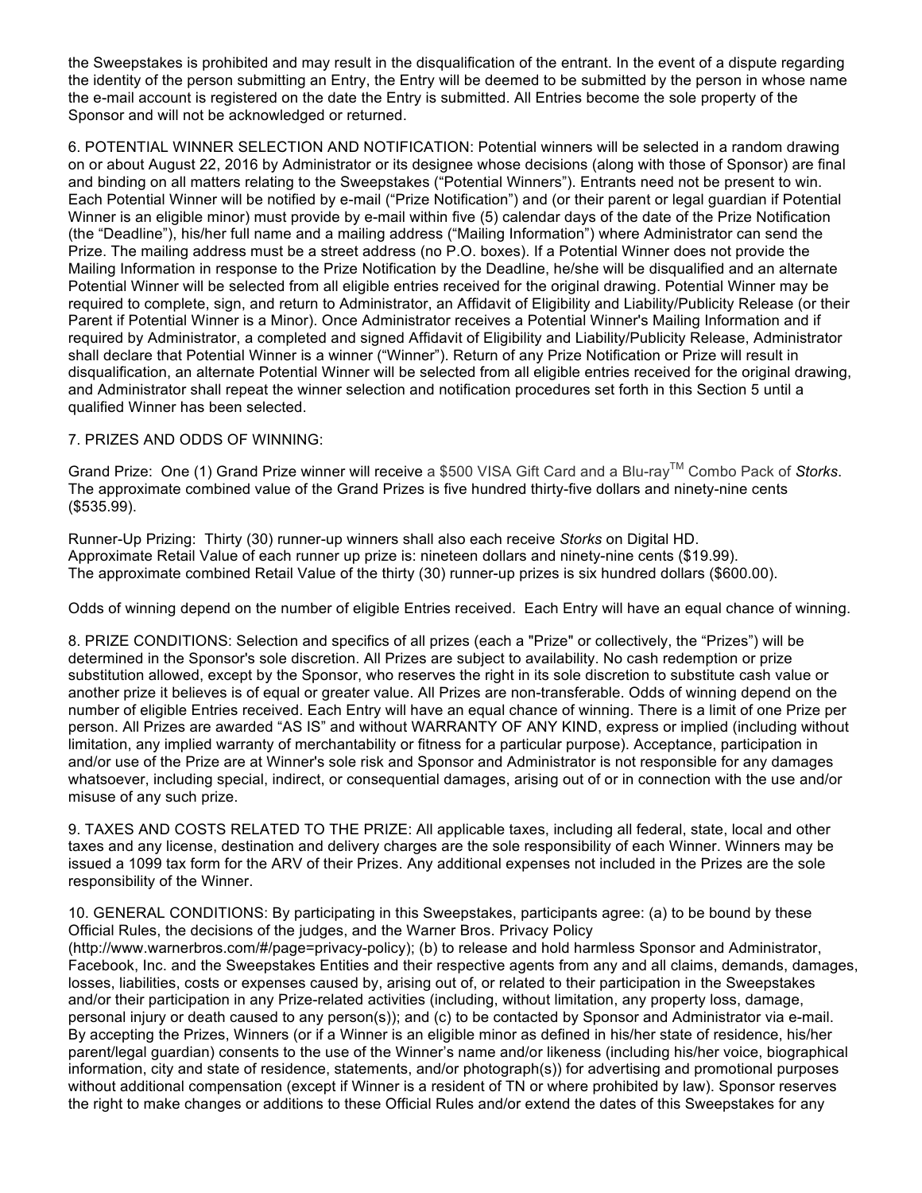the Sweepstakes is prohibited and may result in the disqualification of the entrant. In the event of a dispute regarding the identity of the person submitting an Entry, the Entry will be deemed to be submitted by the person in whose name the e-mail account is registered on the date the Entry is submitted. All Entries become the sole property of the Sponsor and will not be acknowledged or returned.

6. POTENTIAL WINNER SELECTION AND NOTIFICATION: Potential winners will be selected in a random drawing on or about August 22, 2016 by Administrator or its designee whose decisions (along with those of Sponsor) are final and binding on all matters relating to the Sweepstakes ("Potential Winners"). Entrants need not be present to win. Each Potential Winner will be notified by e-mail ("Prize Notification") and (or their parent or legal guardian if Potential Winner is an eligible minor) must provide by e-mail within five (5) calendar days of the date of the Prize Notification (the "Deadline"), his/her full name and a mailing address ("Mailing Information") where Administrator can send the Prize. The mailing address must be a street address (no P.O. boxes). If a Potential Winner does not provide the Mailing Information in response to the Prize Notification by the Deadline, he/she will be disqualified and an alternate Potential Winner will be selected from all eligible entries received for the original drawing. Potential Winner may be required to complete, sign, and return to Administrator, an Affidavit of Eligibility and Liability/Publicity Release (or their Parent if Potential Winner is a Minor). Once Administrator receives a Potential Winner's Mailing Information and if required by Administrator, a completed and signed Affidavit of Eligibility and Liability/Publicity Release, Administrator shall declare that Potential Winner is a winner ("Winner"). Return of any Prize Notification or Prize will result in disqualification, an alternate Potential Winner will be selected from all eligible entries received for the original drawing, and Administrator shall repeat the winner selection and notification procedures set forth in this Section 5 until a qualified Winner has been selected.

7. PRIZES AND ODDS OF WINNING:

Grand Prize: One (1) Grand Prize winner will receive a $500 VISA Gift Card and a Blu-ray™ Combo Pack of *Storks*. The approximate combined value of the Grand Prizes is five hundred thirty-five dollars and ninety-nine cents ($535.99).

Runner-Up Prizing: Thirty (30) runner-up winners shall also each receive *Storks* on Digital HD.
Approximate Retail Value of each runner up prize is: nineteen dollars and ninety-nine cents ($19.99).
The approximate combined Retail Value of the thirty (30) runner-up prizes is six hundred dollars ($600.00).

Odds of winning depend on the number of eligible Entries received. Each Entry will have an equal chance of winning.

8. PRIZE CONDITIONS: Selection and specifics of all prizes (each a "Prize" or collectively, the "Prizes") will be determined in the Sponsor's sole discretion. All Prizes are subject to availability. No cash redemption or prize substitution allowed, except by the Sponsor, who reserves the right in its sole discretion to substitute cash value or another prize it believes is of equal or greater value. All Prizes are non-transferable. Odds of winning depend on the number of eligible Entries received. Each Entry will have an equal chance of winning. There is a limit of one Prize per person. All Prizes are awarded "AS IS" and without WARRANTY OF ANY KIND, express or implied (including without limitation, any implied warranty of merchantability or fitness for a particular purpose). Acceptance, participation in and/or use of the Prize are at Winner's sole risk and Sponsor and Administrator is not responsible for any damages whatsoever, including special, indirect, or consequential damages, arising out of or in connection with the use and/or misuse of any such prize.

9. TAXES AND COSTS RELATED TO THE PRIZE: All applicable taxes, including all federal, state, local and other taxes and any license, destination and delivery charges are the sole responsibility of each Winner. Winners may be issued a 1099 tax form for the ARV of their Prizes. Any additional expenses not included in the Prizes are the sole responsibility of the Winner.

10. GENERAL CONDITIONS: By participating in this Sweepstakes, participants agree: (a) to be bound by these Official Rules, the decisions of the judges, and the Warner Bros. Privacy Policy (http://www.warnerbros.com/#/page=privacy-policy); (b) to release and hold harmless Sponsor and Administrator, Facebook, Inc. and the Sweepstakes Entities and their respective agents from any and all claims, demands, damages, losses, liabilities, costs or expenses caused by, arising out of, or related to their participation in the Sweepstakes and/or their participation in any Prize-related activities (including, without limitation, any property loss, damage, personal injury or death caused to any person(s)); and (c) to be contacted by Sponsor and Administrator via e-mail. By accepting the Prizes, Winners (or if a Winner is an eligible minor as defined in his/her state of residence, his/her parent/legal guardian) consents to the use of the Winner's name and/or likeness (including his/her voice, biographical information, city and state of residence, statements, and/or photograph(s)) for advertising and promotional purposes without additional compensation (except if Winner is a resident of TN or where prohibited by law). Sponsor reserves the right to make changes or additions to these Official Rules and/or extend the dates of this Sweepstakes for any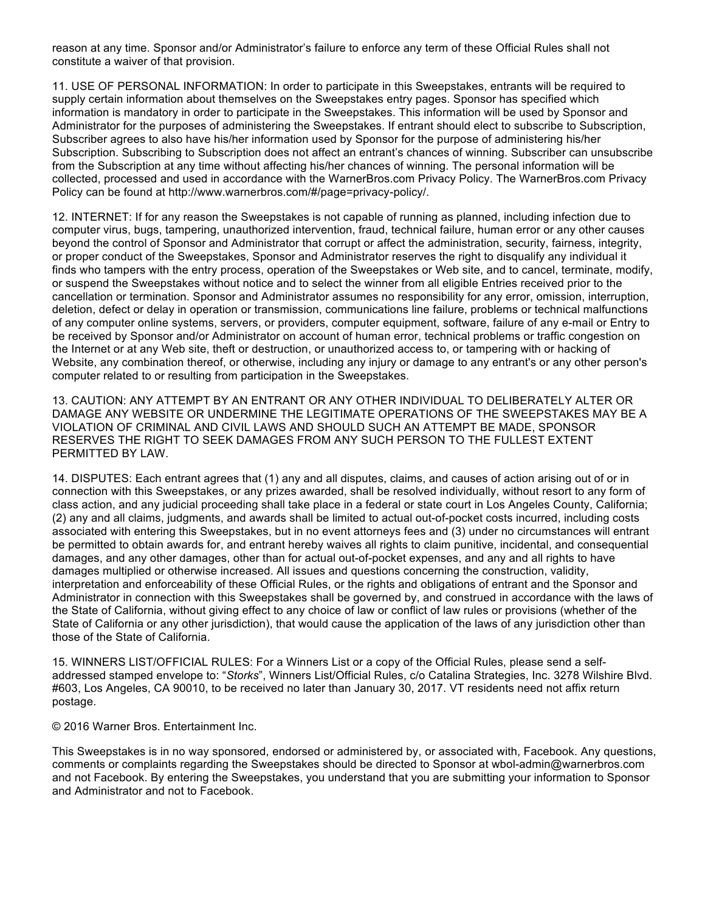reason at any time. Sponsor and/or Administrator's failure to enforce any term of these Official Rules shall not constitute a waiver of that provision.

11. USE OF PERSONAL INFORMATION: In order to participate in this Sweepstakes, entrants will be required to supply certain information about themselves on the Sweepstakes entry pages. Sponsor has specified which information is mandatory in order to participate in the Sweepstakes. This information will be used by Sponsor and Administrator for the purposes of administering the Sweepstakes. If entrant should elect to subscribe to Subscription, Subscriber agrees to also have his/her information used by Sponsor for the purpose of administering his/her Subscription. Subscribing to Subscription does not affect an entrant's chances of winning. Subscriber can unsubscribe from the Subscription at any time without affecting his/her chances of winning. The personal information will be collected, processed and used in accordance with the WarnerBros.com Privacy Policy. The WarnerBros.com Privacy Policy can be found at http://www.warnerbros.com/#/page=privacy-policy/.

12. INTERNET: If for any reason the Sweepstakes is not capable of running as planned, including infection due to computer virus, bugs, tampering, unauthorized intervention, fraud, technical failure, human error or any other causes beyond the control of Sponsor and Administrator that corrupt or affect the administration, security, fairness, integrity, or proper conduct of the Sweepstakes, Sponsor and Administrator reserves the right to disqualify any individual it finds who tampers with the entry process, operation of the Sweepstakes or Web site, and to cancel, terminate, modify, or suspend the Sweepstakes without notice and to select the winner from all eligible Entries received prior to the cancellation or termination. Sponsor and Administrator assumes no responsibility for any error, omission, interruption, deletion, defect or delay in operation or transmission, communications line failure, problems or technical malfunctions of any computer online systems, servers, or providers, computer equipment, software, failure of any e-mail or Entry to be received by Sponsor and/or Administrator on account of human error, technical problems or traffic congestion on the Internet or at any Web site, theft or destruction, or unauthorized access to, or tampering with or hacking of Website, any combination thereof, or otherwise, including any injury or damage to any entrant's or any other person's computer related to or resulting from participation in the Sweepstakes.

13. CAUTION: ANY ATTEMPT BY AN ENTRANT OR ANY OTHER INDIVIDUAL TO DELIBERATELY ALTER OR DAMAGE ANY WEBSITE OR UNDERMINE THE LEGITIMATE OPERATIONS OF THE SWEEPSTAKES MAY BE A VIOLATION OF CRIMINAL AND CIVIL LAWS AND SHOULD SUCH AN ATTEMPT BE MADE, SPONSOR RESERVES THE RIGHT TO SEEK DAMAGES FROM ANY SUCH PERSON TO THE FULLEST EXTENT PERMITTED BY LAW.

14. DISPUTES: Each entrant agrees that (1) any and all disputes, claims, and causes of action arising out of or in connection with this Sweepstakes, or any prizes awarded, shall be resolved individually, without resort to any form of class action, and any judicial proceeding shall take place in a federal or state court in Los Angeles County, California; (2) any and all claims, judgments, and awards shall be limited to actual out-of-pocket costs incurred, including costs associated with entering this Sweepstakes, but in no event attorneys fees and (3) under no circumstances will entrant be permitted to obtain awards for, and entrant hereby waives all rights to claim punitive, incidental, and consequential damages, and any other damages, other than for actual out-of-pocket expenses, and any and all rights to have damages multiplied or otherwise increased. All issues and questions concerning the construction, validity, interpretation and enforceability of these Official Rules, or the rights and obligations of entrant and the Sponsor and Administrator in connection with this Sweepstakes shall be governed by, and construed in accordance with the laws of the State of California, without giving effect to any choice of law or conflict of law rules or provisions (whether of the State of California or any other jurisdiction), that would cause the application of the laws of any jurisdiction other than those of the State of California.

15. WINNERS LIST/OFFICIAL RULES: For a Winners List or a copy of the Official Rules, please send a self-addressed stamped envelope to: "*Storks*", Winners List/Official Rules, c/o Catalina Strategies, Inc. 3278 Wilshire Blvd. #603, Los Angeles, CA 90010, to be received no later than January 30, 2017. VT residents need not affix return postage.

© 2016 Warner Bros. Entertainment Inc.

This Sweepstakes is in no way sponsored, endorsed or administered by, or associated with, Facebook. Any questions, comments or complaints regarding the Sweepstakes should be directed to Sponsor at wbol-admin@warnerbros.com and not Facebook. By entering the Sweepstakes, you understand that you are submitting your information to Sponsor and Administrator and not to Facebook.